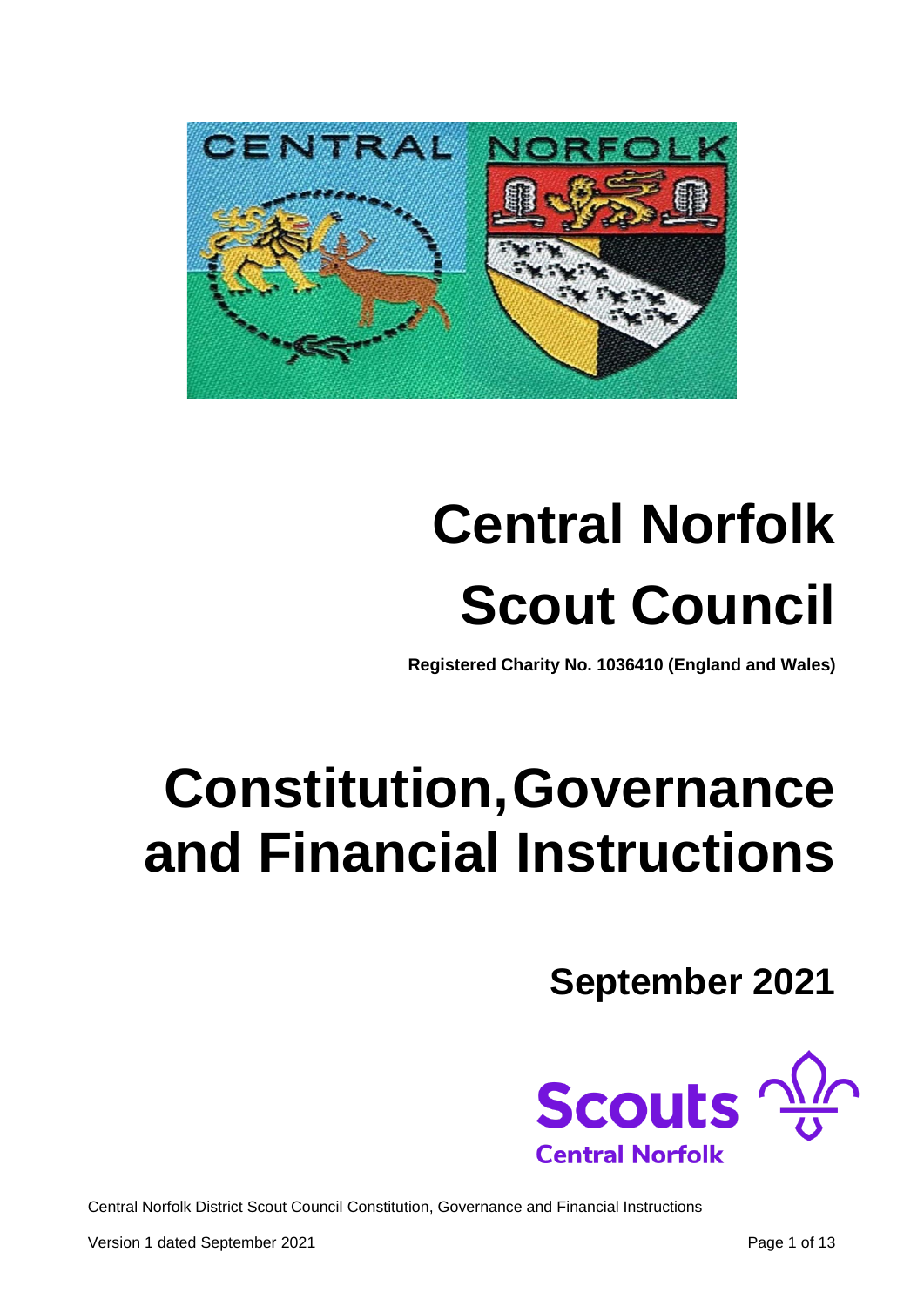# Central Norfolk Scout Council

**Registered Charity No. 1036410 (England and Wales)**

# Constitution, Governance and Financial Instructions

## September 2021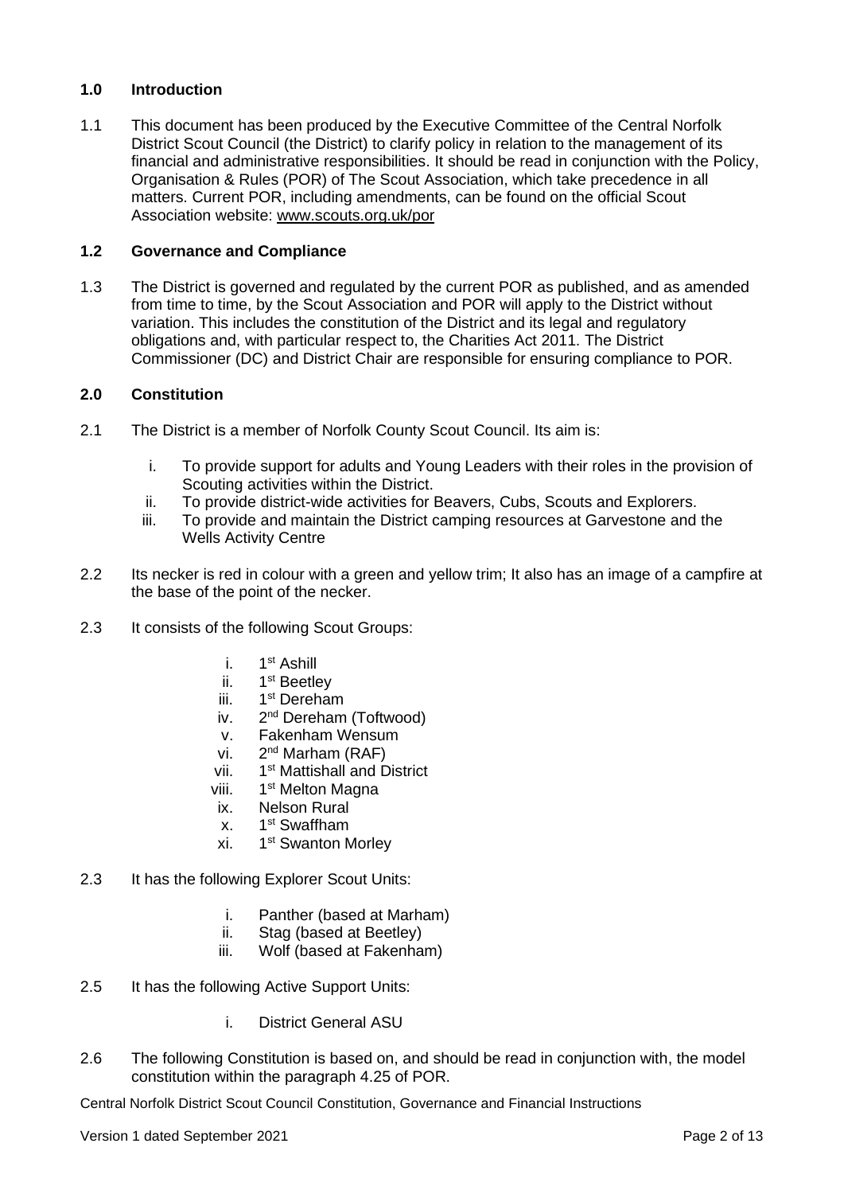## 1.0 Introduction

1.1 This document has been produced by the Executive Committee of the Central Norfolk District Scout Council (the District) to clarify policy in relation to the management of its financial and administrative responsibilities. It should be read in conjunction with the Policy, Organisation & Rules (POR) of The Scout Association, which take precedence in all matters. Current POR, including amendments, can be found on the official Scout Association website: www.scouts.org.uk/por

## 1.2 Governance and Compliance

1.3 The District is governed and regulated by the current POR as published, and as amended from time to time, by the Scout Association and POR will apply to the District without variation. This includes the constitution of the District and its legal and regulatory obligations and, with particular respect to, the Charities Act 2011. The District Commissioner (DC) and District Chair are responsible for ensuring compliance to POR.

## 2.0 Constitution

2.1 The District is a member of Norfolk County Scout Council. Its aim is:

i. To provide support for adults and Young Leaders with their roles in the provision of Scouting activities within the District.
ii. To provide district-wide activities for Beavers, Cubs, Scouts and Explorers.
iii. To provide and maintain the District camping resources at Garvestone and the Wells Activity Centre

2.2 Its necker is red in colour with a green and yellow trim; It also has an image of a campfire at the base of the point of the necker.

2.3 It consists of the following Scout Groups:

i. 1st Ashill
ii. 1st Beetley
iii. 1st Dereham
iv. 2nd Dereham (Toftwood)
v. Fakenham Wensum
vi. 2nd Marham (RAF)
vii. 1st Mattishall and District
viii. 1st Melton Magna
ix. Nelson Rural
x. 1st Swaffham
xi. 1st Swanton Morley

2.3 It has the following Explorer Scout Units:

i. Panther (based at Marham)
ii. Stag (based at Beetley)
iii. Wolf (based at Fakenham)

2.5 It has the following Active Support Units:

i. District General ASU

2.6 The following Constitution is based on, and should be read in conjunction with, the model constitution within the paragraph 4.25 of POR.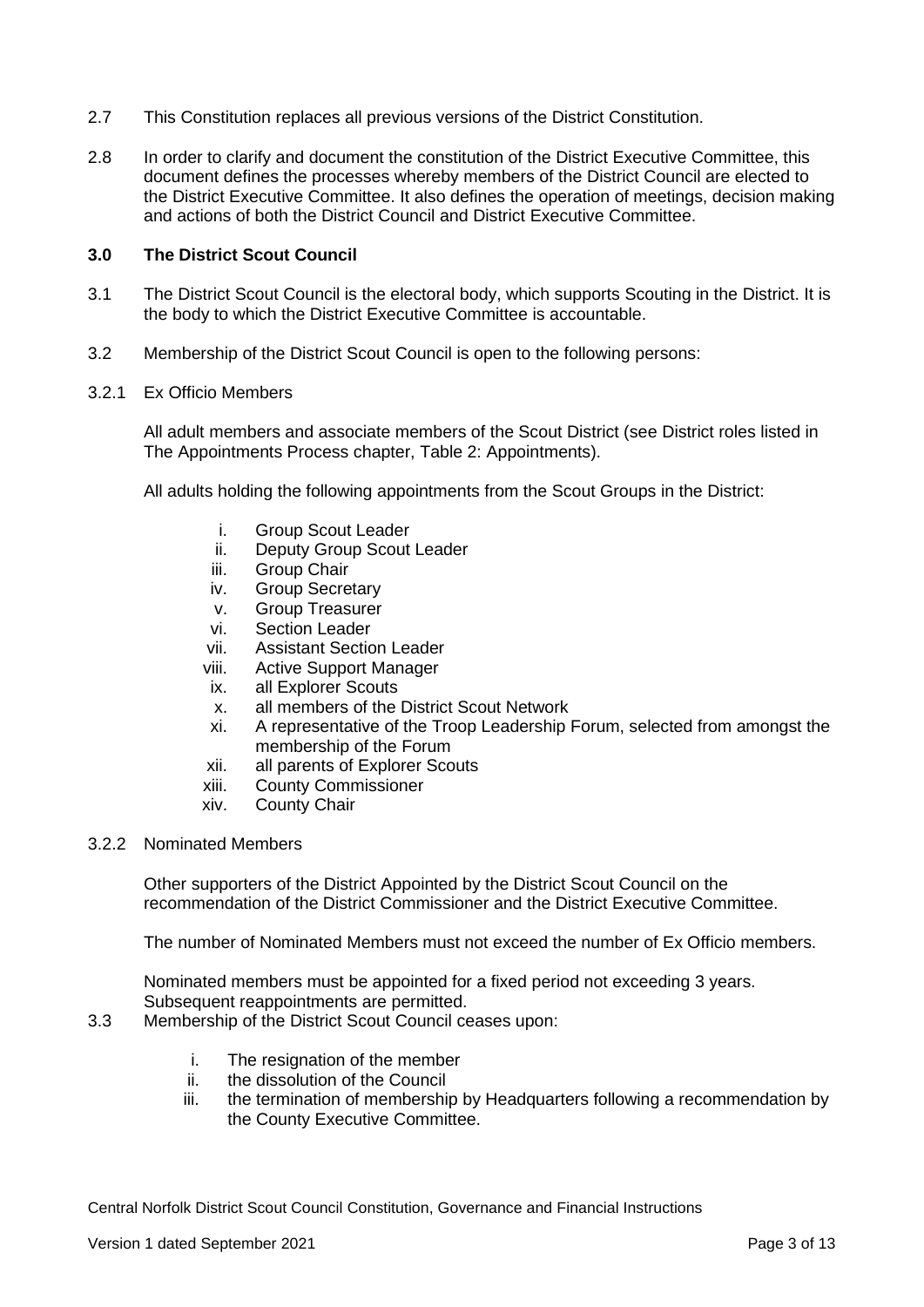2.7 This Constitution replaces all previous versions of the District Constitution.

2.8 In order to clarify and document the constitution of the District Executive Committee, this document defines the processes whereby members of the District Council are elected to the District Executive Committee. It also defines the operation of meetings, decision making and actions of both the District Council and District Executive Committee.

### 3.0 The District Scout Council

3.1 The District Scout Council is the electoral body, which supports Scouting in the District. It is the body to which the District Executive Committee is accountable.

3.2 Membership of the District Scout Council is open to the following persons:

3.2.1 Ex Officio Members

All adult members and associate members of the Scout District (see District roles listed in The Appointments Process chapter, Table 2: Appointments).

All adults holding the following appointments from the Scout Groups in the District:

i. Group Scout Leader
ii. Deputy Group Scout Leader
iii. Group Chair
iv. Group Secretary
v. Group Treasurer
vi. Section Leader
vii. Assistant Section Leader
viii. Active Support Manager
ix. all Explorer Scouts
x. all members of the District Scout Network
xi. A representative of the Troop Leadership Forum, selected from amongst the membership of the Forum
xii. all parents of Explorer Scouts
xiii. County Commissioner
xiv. County Chair

3.2.2 Nominated Members

Other supporters of the District Appointed by the District Scout Council on the recommendation of the District Commissioner and the District Executive Committee.

The number of Nominated Members must not exceed the number of Ex Officio members.

Nominated members must be appointed for a fixed period not exceeding 3 years. Subsequent reappointments are permitted.

3.3 Membership of the District Scout Council ceases upon:

i. The resignation of the member
ii. the dissolution of the Council
iii. the termination of membership by Headquarters following a recommendation by the County Executive Committee.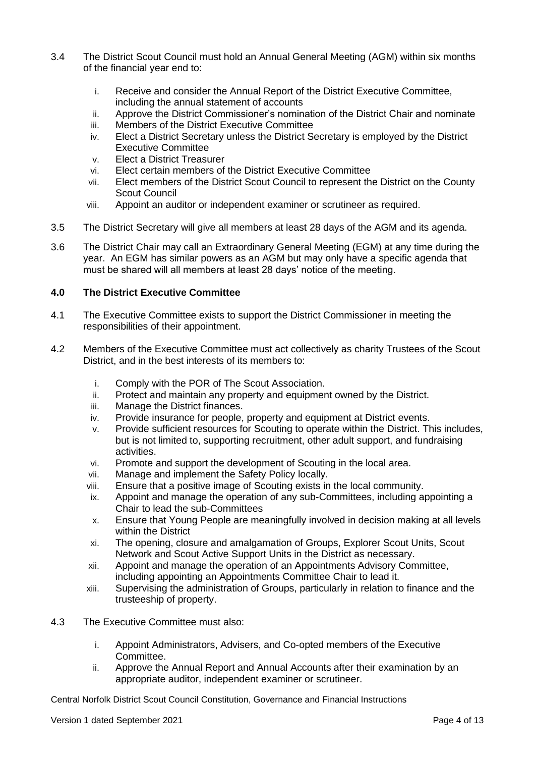3.4 The District Scout Council must hold an Annual General Meeting (AGM) within six months of the financial year end to:

   i. Receive and consider the Annual Report of the District Executive Committee, including the annual statement of accounts
   ii. Approve the District Commissioner's nomination of the District Chair and nominate
   iii. Members of the District Executive Committee
   iv. Elect a District Secretary unless the District Secretary is employed by the District Executive Committee
   v. Elect a District Treasurer
   vi. Elect certain members of the District Executive Committee
   vii. Elect members of the District Scout Council to represent the District on the County Scout Council
   viii. Appoint an auditor or independent examiner or scrutineer as required.

3.5 The District Secretary will give all members at least 28 days of the AGM and its agenda.

3.6 The District Chair may call an Extraordinary General Meeting (EGM) at any time during the year. An EGM has similar powers as an AGM but may only have a specific agenda that must be shared will all members at least 28 days' notice of the meeting.

## 4.0 The District Executive Committee

4.1 The Executive Committee exists to support the District Commissioner in meeting the responsibilities of their appointment.

4.2 Members of the Executive Committee must act collectively as charity Trustees of the Scout District, and in the best interests of its members to:

   i. Comply with the POR of The Scout Association.
   ii. Protect and maintain any property and equipment owned by the District.
   iii. Manage the District finances.
   iv. Provide insurance for people, property and equipment at District events.
   v. Provide sufficient resources for Scouting to operate within the District. This includes, but is not limited to, supporting recruitment, other adult support, and fundraising activities.
   vi. Promote and support the development of Scouting in the local area.
   vii. Manage and implement the Safety Policy locally.
   viii. Ensure that a positive image of Scouting exists in the local community.
   ix. Appoint and manage the operation of any sub-Committees, including appointing a Chair to lead the sub-Committees
   x. Ensure that Young People are meaningfully involved in decision making at all levels within the District
   xi. The opening, closure and amalgamation of Groups, Explorer Scout Units, Scout Network and Scout Active Support Units in the District as necessary.
   xii. Appoint and manage the operation of an Appointments Advisory Committee, including appointing an Appointments Committee Chair to lead it.
   xiii. Supervising the administration of Groups, particularly in relation to finance and the trusteeship of property.

4.3 The Executive Committee must also:

   i. Appoint Administrators, Advisers, and Co-opted members of the Executive Committee.
   ii. Approve the Annual Report and Annual Accounts after their examination by an appropriate auditor, independent examiner or scrutineer.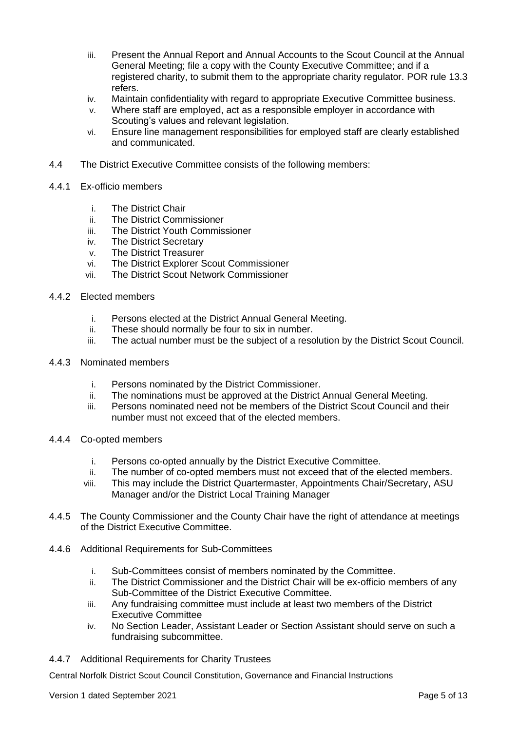iii. Present the Annual Report and Annual Accounts to the Scout Council at the Annual General Meeting; file a copy with the County Executive Committee; and if a registered charity, to submit them to the appropriate charity regulator. POR rule 13.3 refers.
iv. Maintain confidentiality with regard to appropriate Executive Committee business.
v. Where staff are employed, act as a responsible employer in accordance with Scouting's values and relevant legislation.
vi. Ensure line management responsibilities for employed staff are clearly established and communicated.

4.4 The District Executive Committee consists of the following members:

4.4.1 Ex-officio members

i. The District Chair
ii. The District Commissioner
iii. The District Youth Commissioner
iv. The District Secretary
v. The District Treasurer
vi. The District Explorer Scout Commissioner
vii. The District Scout Network Commissioner

4.4.2 Elected members

i. Persons elected at the District Annual General Meeting.
ii. These should normally be four to six in number.
iii. The actual number must be the subject of a resolution by the District Scout Council.

4.4.3 Nominated members

i. Persons nominated by the District Commissioner.
ii. The nominations must be approved at the District Annual General Meeting.
iii. Persons nominated need not be members of the District Scout Council and their number must not exceed that of the elected members.

4.4.4 Co-opted members

i. Persons co-opted annually by the District Executive Committee.
ii. The number of co-opted members must not exceed that of the elected members.
viii. This may include the District Quartermaster, Appointments Chair/Secretary, ASU Manager and/or the District Local Training Manager

4.4.5 The County Commissioner and the County Chair have the right of attendance at meetings of the District Executive Committee.

4.4.6 Additional Requirements for Sub-Committees

i. Sub-Committees consist of members nominated by the Committee.
ii. The District Commissioner and the District Chair will be ex-officio members of any Sub-Committee of the District Executive Committee.
iii. Any fundraising committee must include at least two members of the District Executive Committee
iv. No Section Leader, Assistant Leader or Section Assistant should serve on such a fundraising subcommittee.

4.4.7 Additional Requirements for Charity Trustees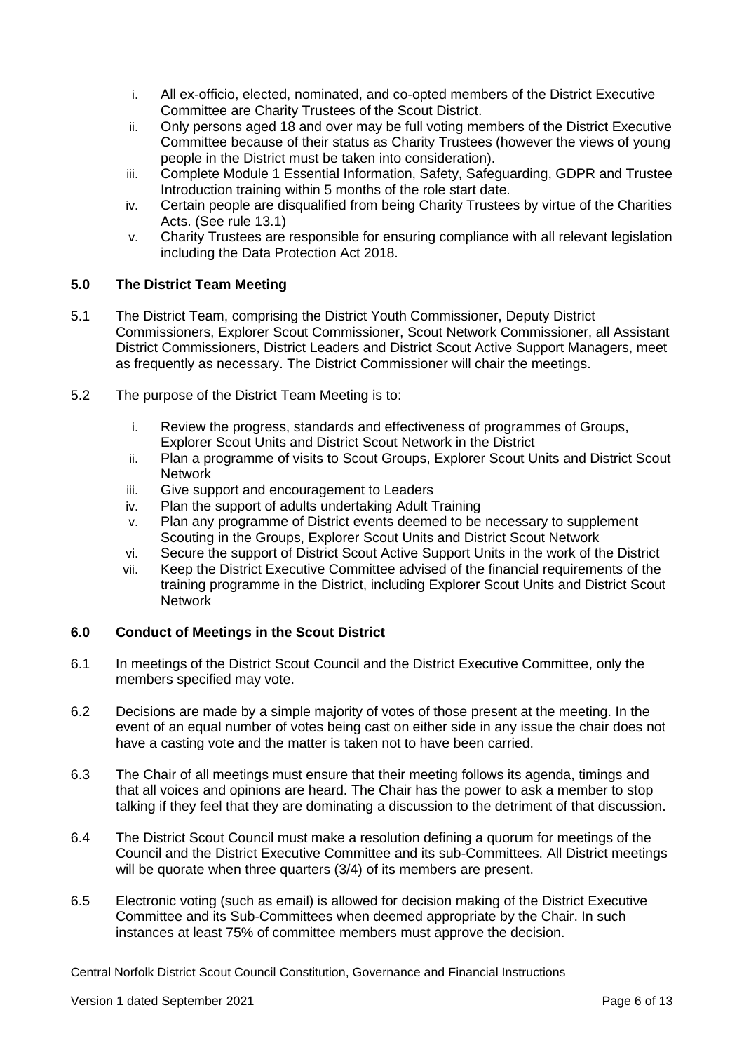i. All ex-officio, elected, nominated, and co-opted members of the District Executive Committee are Charity Trustees of the Scout District.
ii. Only persons aged 18 and over may be full voting members of the District Executive Committee because of their status as Charity Trustees (however the views of young people in the District must be taken into consideration).
iii. Complete Module 1 Essential Information, Safety, Safeguarding, GDPR and Trustee Introduction training within 5 months of the role start date.
iv. Certain people are disqualified from being Charity Trustees by virtue of the Charities Acts. (See rule 13.1)
v. Charity Trustees are responsible for ensuring compliance with all relevant legislation including the Data Protection Act 2018.

## 5.0 The District Team Meeting

5.1 The District Team, comprising the District Youth Commissioner, Deputy District Commissioners, Explorer Scout Commissioner, Scout Network Commissioner, all Assistant District Commissioners, District Leaders and District Scout Active Support Managers, meet as frequently as necessary. The District Commissioner will chair the meetings.

5.2 The purpose of the District Team Meeting is to:

i. Review the progress, standards and effectiveness of programmes of Groups, Explorer Scout Units and District Scout Network in the District
ii. Plan a programme of visits to Scout Groups, Explorer Scout Units and District Scout Network
iii. Give support and encouragement to Leaders
iv. Plan the support of adults undertaking Adult Training
v. Plan any programme of District events deemed to be necessary to supplement Scouting in the Groups, Explorer Scout Units and District Scout Network
vi. Secure the support of District Scout Active Support Units in the work of the District
vii. Keep the District Executive Committee advised of the financial requirements of the training programme in the District, including Explorer Scout Units and District Scout Network

## 6.0 Conduct of Meetings in the Scout District

6.1 In meetings of the District Scout Council and the District Executive Committee, only the members specified may vote.

6.2 Decisions are made by a simple majority of votes of those present at the meeting. In the event of an equal number of votes being cast on either side in any issue the chair does not have a casting vote and the matter is taken not to have been carried.

6.3 The Chair of all meetings must ensure that their meeting follows its agenda, timings and that all voices and opinions are heard. The Chair has the power to ask a member to stop talking if they feel that they are dominating a discussion to the detriment of that discussion.

6.4 The District Scout Council must make a resolution defining a quorum for meetings of the Council and the District Executive Committee and its sub-Committees. All District meetings will be quorate when three quarters (3/4) of its members are present.

6.5 Electronic voting (such as email) is allowed for decision making of the District Executive Committee and its Sub-Committees when deemed appropriate by the Chair. In such instances at least 75% of committee members must approve the decision.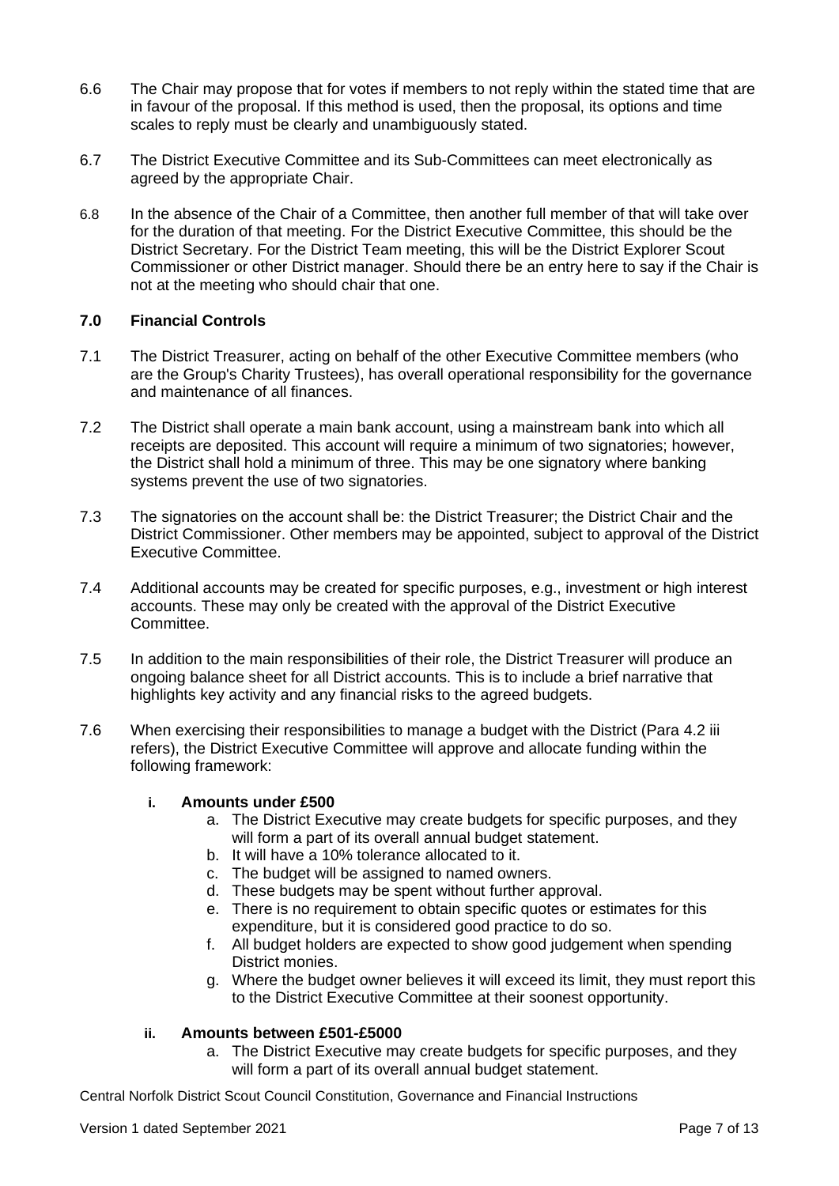6.6 The Chair may propose that for votes if members to not reply within the stated time that are in favour of the proposal. If this method is used, then the proposal, its options and time scales to reply must be clearly and unambiguously stated.

6.7 The District Executive Committee and its Sub-Committees can meet electronically as agreed by the appropriate Chair.

6.8 In the absence of the Chair of a Committee, then another full member of that will take over for the duration of that meeting. For the District Executive Committee, this should be the District Secretary. For the District Team meeting, this will be the District Explorer Scout Commissioner or other District manager. Should there be an entry here to say if the Chair is not at the meeting who should chair that one.

## 7.0 Financial Controls

7.1 The District Treasurer, acting on behalf of the other Executive Committee members (who are the Group's Charity Trustees), has overall operational responsibility for the governance and maintenance of all finances.

7.2 The District shall operate a main bank account, using a mainstream bank into which all receipts are deposited. This account will require a minimum of two signatories; however, the District shall hold a minimum of three. This may be one signatory where banking systems prevent the use of two signatories.

7.3 The signatories on the account shall be: the District Treasurer; the District Chair and the District Commissioner. Other members may be appointed, subject to approval of the District Executive Committee.

7.4 Additional accounts may be created for specific purposes, e.g., investment or high interest accounts. These may only be created with the approval of the District Executive Committee.

7.5 In addition to the main responsibilities of their role, the District Treasurer will produce an ongoing balance sheet for all District accounts. This is to include a brief narrative that highlights key activity and any financial risks to the agreed budgets.

7.6 When exercising their responsibilities to manage a budget with the District (Para 4.2 iii refers), the District Executive Committee will approve and allocate funding within the following framework:

**i. Amounts under £500**

a. The District Executive may create budgets for specific purposes, and they will form a part of its overall annual budget statement.
b. It will have a 10% tolerance allocated to it.
c. The budget will be assigned to named owners.
d. These budgets may be spent without further approval.
e. There is no requirement to obtain specific quotes or estimates for this expenditure, but it is considered good practice to do so.
f. All budget holders are expected to show good judgement when spending District monies.
g. Where the budget owner believes it will exceed its limit, they must report this to the District Executive Committee at their soonest opportunity.

**ii. Amounts between £501-£5000**

a. The District Executive may create budgets for specific purposes, and they will form a part of its overall annual budget statement.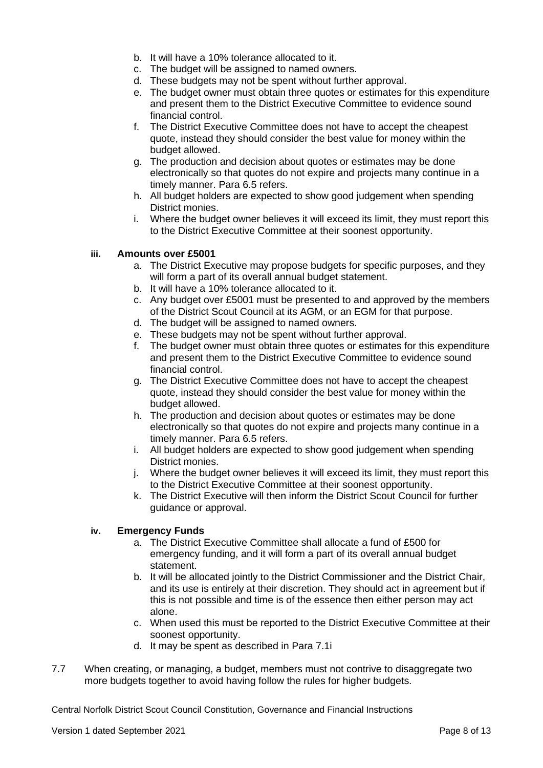b. It will have a 10% tolerance allocated to it.
c. The budget will be assigned to named owners.
d. These budgets may not be spent without further approval.
e. The budget owner must obtain three quotes or estimates for this expenditure and present them to the District Executive Committee to evidence sound financial control.
f. The District Executive Committee does not have to accept the cheapest quote, instead they should consider the best value for money within the budget allowed.
g. The production and decision about quotes or estimates may be done electronically so that quotes do not expire and projects many continue in a timely manner. Para 6.5 refers.
h. All budget holders are expected to show good judgement when spending District monies.
i. Where the budget owner believes it will exceed its limit, they must report this to the District Executive Committee at their soonest opportunity.

**iii. Amounts over £5001**

a. The District Executive may propose budgets for specific purposes, and they will form a part of its overall annual budget statement.
b. It will have a 10% tolerance allocated to it.
c. Any budget over £5001 must be presented to and approved by the members of the District Scout Council at its AGM, or an EGM for that purpose.
d. The budget will be assigned to named owners.
e. These budgets may not be spent without further approval.
f. The budget owner must obtain three quotes or estimates for this expenditure and present them to the District Executive Committee to evidence sound financial control.
g. The District Executive Committee does not have to accept the cheapest quote, instead they should consider the best value for money within the budget allowed.
h. The production and decision about quotes or estimates may be done electronically so that quotes do not expire and projects many continue in a timely manner. Para 6.5 refers.
i. All budget holders are expected to show good judgement when spending District monies.
j. Where the budget owner believes it will exceed its limit, they must report this to the District Executive Committee at their soonest opportunity.
k. The District Executive will then inform the District Scout Council for further guidance or approval.

**iv. Emergency Funds**

a. The District Executive Committee shall allocate a fund of £500 for emergency funding, and it will form a part of its overall annual budget statement.
b. It will be allocated jointly to the District Commissioner and the District Chair, and its use is entirely at their discretion. They should act in agreement but if this is not possible and time is of the essence then either person may act alone.
c. When used this must be reported to the District Executive Committee at their soonest opportunity.
d. It may be spent as described in Para 7.1i

7.7 When creating, or managing, a budget, members must not contrive to disaggregate two more budgets together to avoid having follow the rules for higher budgets.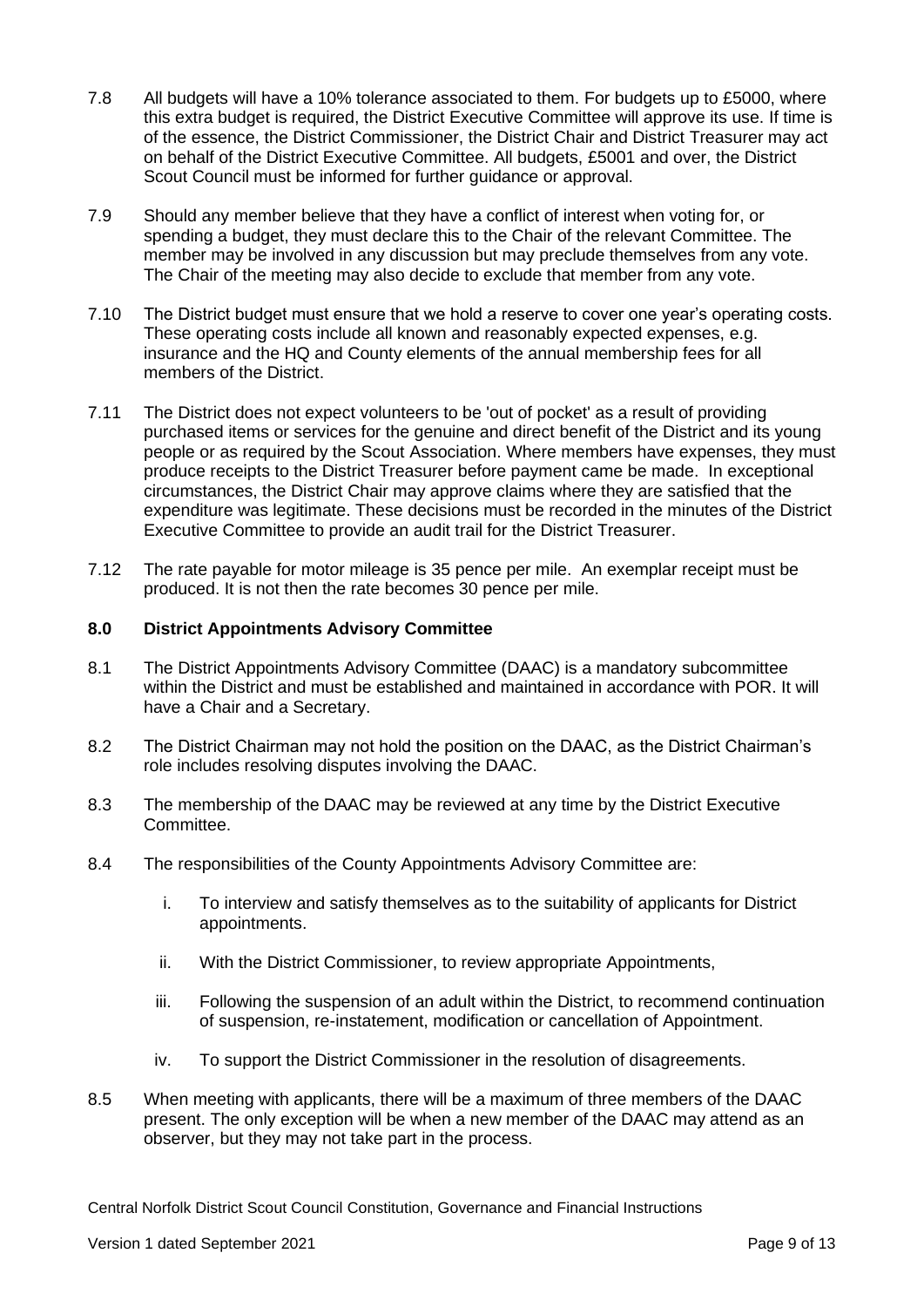7.8 All budgets will have a 10% tolerance associated to them. For budgets up to £5000, where this extra budget is required, the District Executive Committee will approve its use. If time is of the essence, the District Commissioner, the District Chair and District Treasurer may act on behalf of the District Executive Committee. All budgets, £5001 and over, the District Scout Council must be informed for further guidance or approval.

7.9 Should any member believe that they have a conflict of interest when voting for, or spending a budget, they must declare this to the Chair of the relevant Committee. The member may be involved in any discussion but may preclude themselves from any vote. The Chair of the meeting may also decide to exclude that member from any vote.

7.10 The District budget must ensure that we hold a reserve to cover one year's operating costs. These operating costs include all known and reasonably expected expenses, e.g. insurance and the HQ and County elements of the annual membership fees for all members of the District.

7.11 The District does not expect volunteers to be 'out of pocket' as a result of providing purchased items or services for the genuine and direct benefit of the District and its young people or as required by the Scout Association. Where members have expenses, they must produce receipts to the District Treasurer before payment came be made. In exceptional circumstances, the District Chair may approve claims where they are satisfied that the expenditure was legitimate. These decisions must be recorded in the minutes of the District Executive Committee to provide an audit trail for the District Treasurer.

7.12 The rate payable for motor mileage is 35 pence per mile. An exemplar receipt must be produced. It is not then the rate becomes 30 pence per mile.

## 8.0 District Appointments Advisory Committee

8.1 The District Appointments Advisory Committee (DAAC) is a mandatory subcommittee within the District and must be established and maintained in accordance with POR. It will have a Chair and a Secretary.

8.2 The District Chairman may not hold the position on the DAAC, as the District Chairman's role includes resolving disputes involving the DAAC.

8.3 The membership of the DAAC may be reviewed at any time by the District Executive Committee.

8.4 The responsibilities of the County Appointments Advisory Committee are:

i. To interview and satisfy themselves as to the suitability of applicants for District appointments.

ii. With the District Commissioner, to review appropriate Appointments,

iii. Following the suspension of an adult within the District, to recommend continuation of suspension, re-instatement, modification or cancellation of Appointment.

iv. To support the District Commissioner in the resolution of disagreements.

8.5 When meeting with applicants, there will be a maximum of three members of the DAAC present. The only exception will be when a new member of the DAAC may attend as an observer, but they may not take part in the process.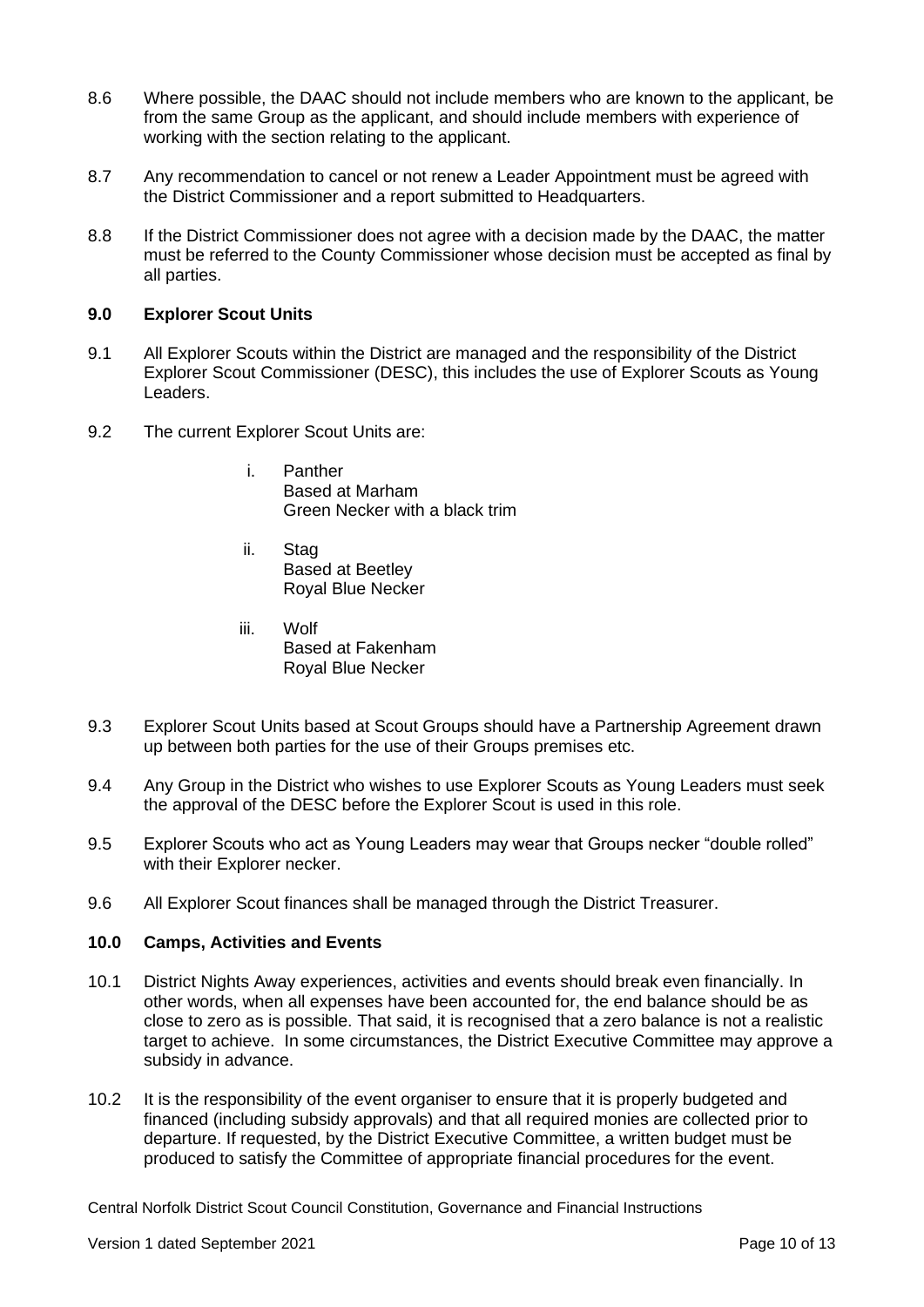8.6 Where possible, the DAAC should not include members who are known to the applicant, be from the same Group as the applicant, and should include members with experience of working with the section relating to the applicant.

8.7 Any recommendation to cancel or not renew a Leader Appointment must be agreed with the District Commissioner and a report submitted to Headquarters.

8.8 If the District Commissioner does not agree with a decision made by the DAAC, the matter must be referred to the County Commissioner whose decision must be accepted as final by all parties.

## 9.0 Explorer Scout Units

9.1 All Explorer Scouts within the District are managed and the responsibility of the District Explorer Scout Commissioner (DESC), this includes the use of Explorer Scouts as Young Leaders.

9.2 The current Explorer Scout Units are:

i. Panther
Based at Marham
Green Necker with a black trim

ii. Stag
Based at Beetley
Royal Blue Necker

iii. Wolf
Based at Fakenham
Royal Blue Necker

9.3 Explorer Scout Units based at Scout Groups should have a Partnership Agreement drawn up between both parties for the use of their Groups premises etc.

9.4 Any Group in the District who wishes to use Explorer Scouts as Young Leaders must seek the approval of the DESC before the Explorer Scout is used in this role.

9.5 Explorer Scouts who act as Young Leaders may wear that Groups necker "double rolled" with their Explorer necker.

9.6 All Explorer Scout finances shall be managed through the District Treasurer.

## 10.0 Camps, Activities and Events

10.1 District Nights Away experiences, activities and events should break even financially. In other words, when all expenses have been accounted for, the end balance should be as close to zero as is possible. That said, it is recognised that a zero balance is not a realistic target to achieve. In some circumstances, the District Executive Committee may approve a subsidy in advance.

10.2 It is the responsibility of the event organiser to ensure that it is properly budgeted and financed (including subsidy approvals) and that all required monies are collected prior to departure. If requested, by the District Executive Committee, a written budget must be produced to satisfy the Committee of appropriate financial procedures for the event.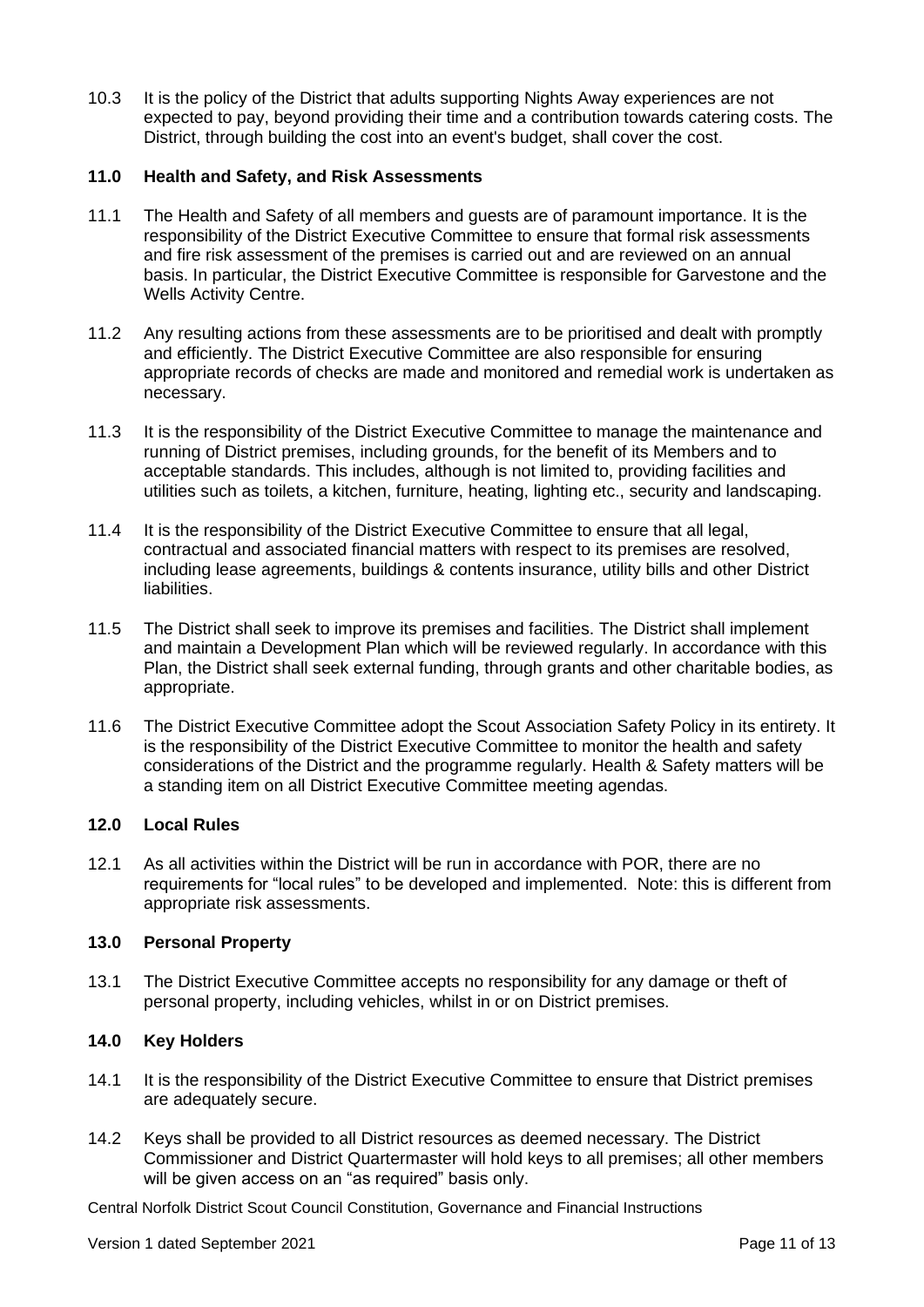10.3 It is the policy of the District that adults supporting Nights Away experiences are not expected to pay, beyond providing their time and a contribution towards catering costs. The District, through building the cost into an event's budget, shall cover the cost.

## 11.0 Health and Safety, and Risk Assessments

11.1 The Health and Safety of all members and guests are of paramount importance. It is the responsibility of the District Executive Committee to ensure that formal risk assessments and fire risk assessment of the premises is carried out and are reviewed on an annual basis. In particular, the District Executive Committee is responsible for Garvestone and the Wells Activity Centre.

11.2 Any resulting actions from these assessments are to be prioritised and dealt with promptly and efficiently. The District Executive Committee are also responsible for ensuring appropriate records of checks are made and monitored and remedial work is undertaken as necessary.

11.3 It is the responsibility of the District Executive Committee to manage the maintenance and running of District premises, including grounds, for the benefit of its Members and to acceptable standards. This includes, although is not limited to, providing facilities and utilities such as toilets, a kitchen, furniture, heating, lighting etc., security and landscaping.

11.4 It is the responsibility of the District Executive Committee to ensure that all legal, contractual and associated financial matters with respect to its premises are resolved, including lease agreements, buildings & contents insurance, utility bills and other District liabilities.

11.5 The District shall seek to improve its premises and facilities. The District shall implement and maintain a Development Plan which will be reviewed regularly. In accordance with this Plan, the District shall seek external funding, through grants and other charitable bodies, as appropriate.

11.6 The District Executive Committee adopt the Scout Association Safety Policy in its entirety. It is the responsibility of the District Executive Committee to monitor the health and safety considerations of the District and the programme regularly. Health & Safety matters will be a standing item on all District Executive Committee meeting agendas.

## 12.0 Local Rules

12.1 As all activities within the District will be run in accordance with POR, there are no requirements for "local rules" to be developed and implemented. Note: this is different from appropriate risk assessments.

## 13.0 Personal Property

13.1 The District Executive Committee accepts no responsibility for any damage or theft of personal property, including vehicles, whilst in or on District premises.

## 14.0 Key Holders

14.1 It is the responsibility of the District Executive Committee to ensure that District premises are adequately secure.

14.2 Keys shall be provided to all District resources as deemed necessary. The District Commissioner and District Quartermaster will hold keys to all premises; all other members will be given access on an "as required" basis only.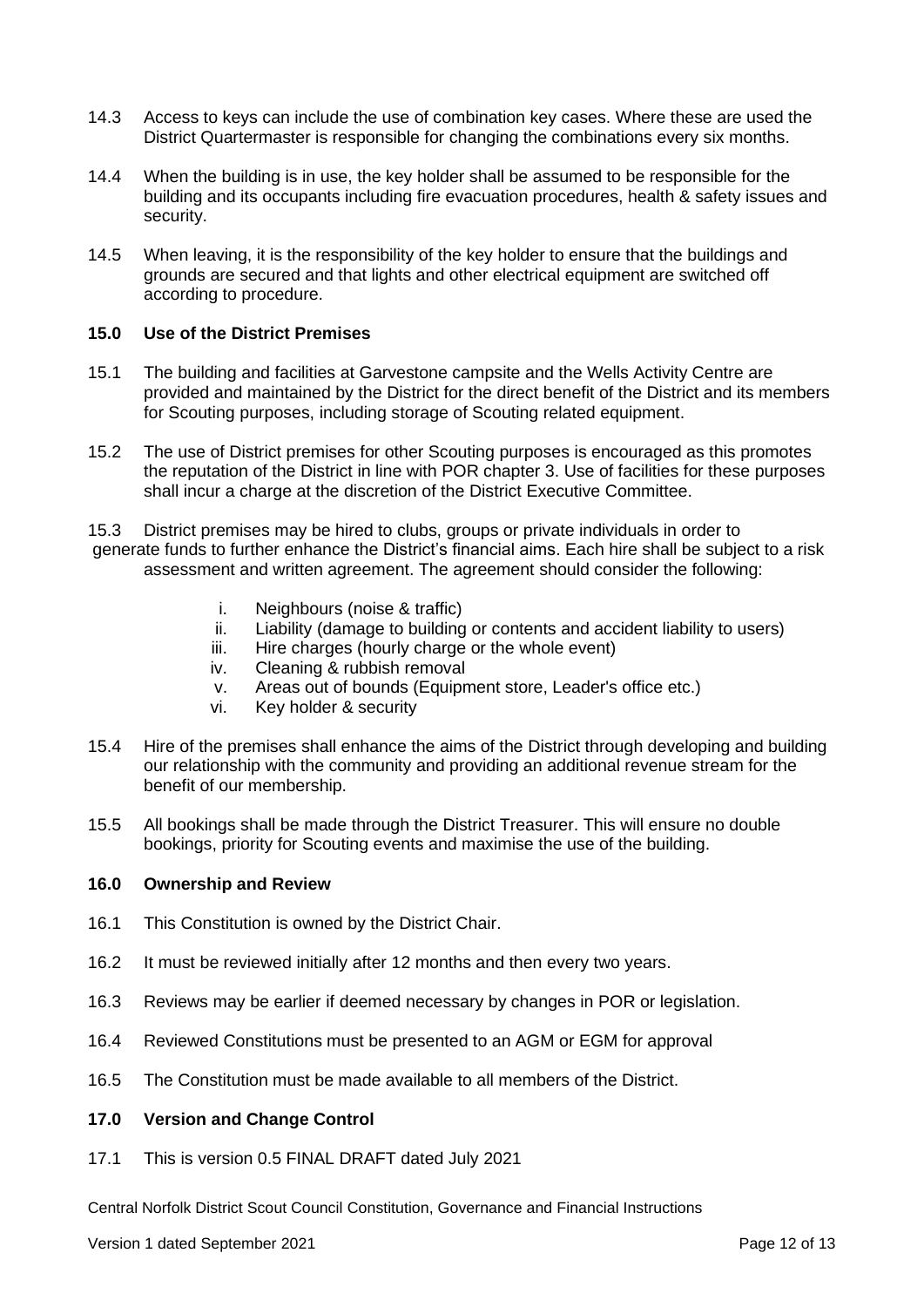14.3 Access to keys can include the use of combination key cases. Where these are used the District Quartermaster is responsible for changing the combinations every six months.

14.4 When the building is in use, the key holder shall be assumed to be responsible for the building and its occupants including fire evacuation procedures, health & safety issues and security.

14.5 When leaving, it is the responsibility of the key holder to ensure that the buildings and grounds are secured and that lights and other electrical equipment are switched off according to procedure.

### 15.0 Use of the District Premises

15.1 The building and facilities at Garvestone campsite and the Wells Activity Centre are provided and maintained by the District for the direct benefit of the District and its members for Scouting purposes, including storage of Scouting related equipment.

15.2 The use of District premises for other Scouting purposes is encouraged as this promotes the reputation of the District in line with POR chapter 3. Use of facilities for these purposes shall incur a charge at the discretion of the District Executive Committee.

15.3 District premises may be hired to clubs, groups or private individuals in order to generate funds to further enhance the District's financial aims. Each hire shall be subject to a risk assessment and written agreement. The agreement should consider the following:

   i. Neighbours (noise & traffic)
   ii. Liability (damage to building or contents and accident liability to users)
   iii. Hire charges (hourly charge or the whole event)
   iv. Cleaning & rubbish removal
   v. Areas out of bounds (Equipment store, Leader's office etc.)
   vi. Key holder & security

15.4 Hire of the premises shall enhance the aims of the District through developing and building our relationship with the community and providing an additional revenue stream for the benefit of our membership.

15.5 All bookings shall be made through the District Treasurer. This will ensure no double bookings, priority for Scouting events and maximise the use of the building.

### 16.0 Ownership and Review

16.1 This Constitution is owned by the District Chair.

16.2 It must be reviewed initially after 12 months and then every two years.

16.3 Reviews may be earlier if deemed necessary by changes in POR or legislation.

16.4 Reviewed Constitutions must be presented to an AGM or EGM for approval

16.5 The Constitution must be made available to all members of the District.

### 17.0 Version and Change Control

17.1 This is version 0.5 FINAL DRAFT dated July 2021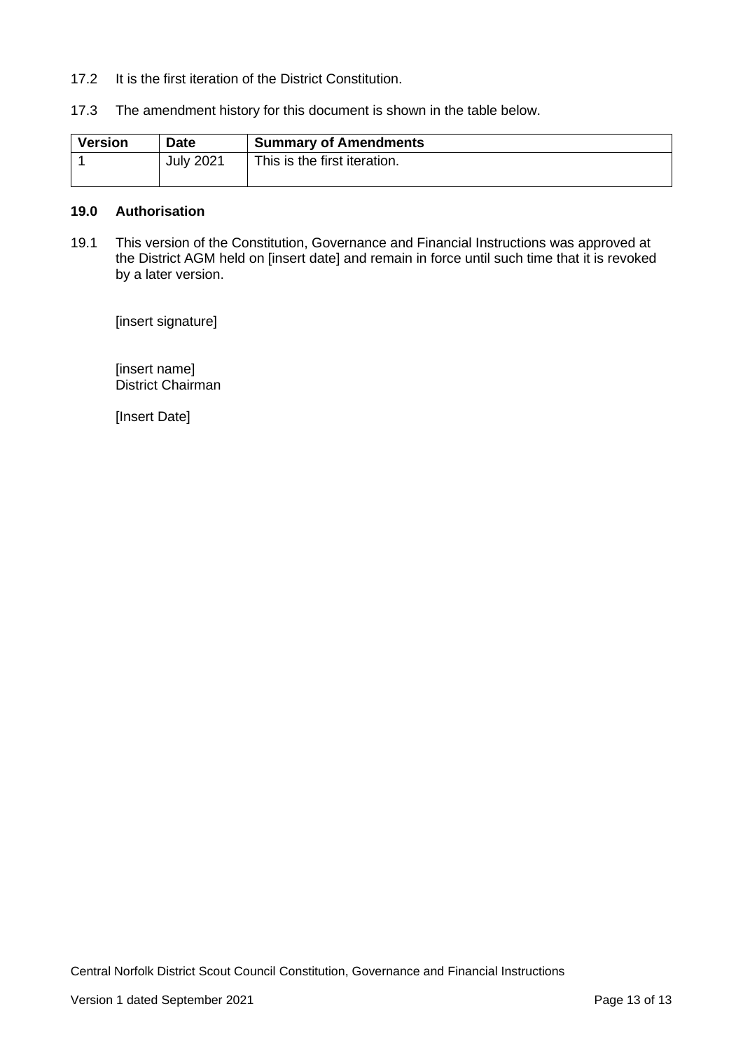17.2 It is the first iteration of the District Constitution.

17.3 The amendment history for this document is shown in the table below.

| Version | Date | Summary of Amendments |
|---|---|---|
| 1 | July 2021 | This is the first iteration. |

**19.0 Authorisation**

19.1 This version of the Constitution, Governance and Financial Instructions was approved at the District AGM held on [insert date] and remain in force until such time that it is revoked by a later version.

[insert signature]

[insert name]
District Chairman

[Insert Date]